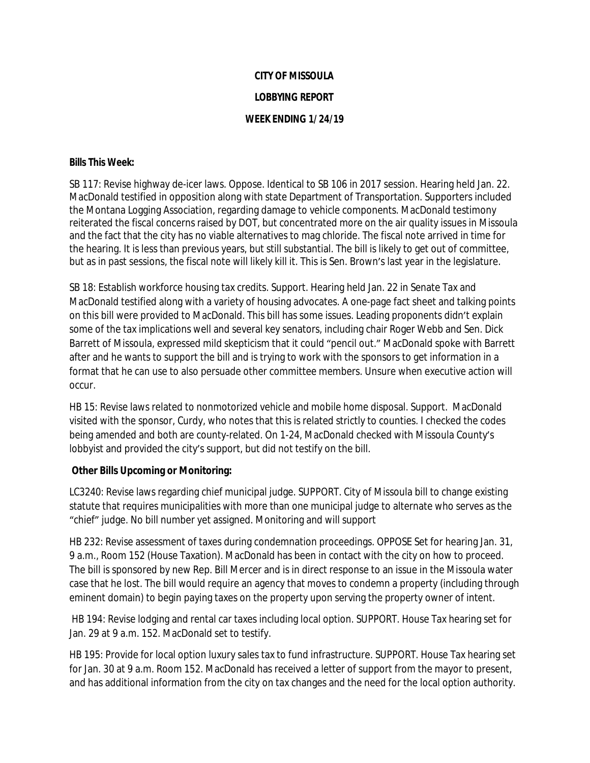**CITY OF MISSOULA**

**LOBBYING REPORT**

**WEEK ENDING 1/24/19**

**Bills This Week:**

SB 117: Revise highway de-icer laws. Oppose. Identical to SB 106 in 2017 session. Hearing held Jan. 22. MacDonald testified in opposition along with state Department of Transportation. Supporters included the Montana Logging Association, regarding damage to vehicle components. MacDonald testimony reiterated the fiscal concerns raised by DOT, but concentrated more on the air quality issues in Missoula and the fact that the city has no viable alternatives to mag chloride. The fiscal note arrived in time for the hearing. It is less than previous years, but still substantial. The bill is likely to get out of committee, but as in past sessions, the fiscal note will likely kill it. This is Sen. Brown's last year in the legislature.

SB 18: Establish workforce housing tax credits. Support. Hearing held Jan. 22 in Senate Tax and MacDonald testified along with a variety of housing advocates. A one-page fact sheet and talking points on this bill were provided to MacDonald. This bill has some issues. Leading proponents didn't explain some of the tax implications well and several key senators, including chair Roger Webb and Sen. Dick Barrett of Missoula, expressed mild skepticism that it could "pencil out." MacDonald spoke with Barrett after and he wants to support the bill and is trying to work with the sponsors to get information in a format that he can use to also persuade other committee members. Unsure when executive action will occur.

HB 15: Revise laws related to nonmotorized vehicle and mobile home disposal. Support. MacDonald visited with the sponsor, Curdy, who notes that this is related strictly to counties. I checked the codes being amended and both are county-related. On 1-24, MacDonald checked with Missoula County's lobbyist and provided the city's support, but did not testify on the bill.

**Other Bills Upcoming or Monitoring:**

LC3240: Revise laws regarding chief municipal judge. SUPPORT. City of Missoula bill to change existing statute that requires municipalities with more than one municipal judge to alternate who serves as the "chief" judge. No bill number yet assigned. Monitoring and will support

HB 232: Revise assessment of taxes during condemnation proceedings. OPPOSE Set for hearing Jan. 31, 9 a.m., Room 152 (House Taxation). MacDonald has been in contact with the city on how to proceed. The bill is sponsored by new Rep. Bill Mercer and is in direct response to an issue in the Missoula water case that he lost. The bill would require an agency that moves to condemn a property (including through eminent domain) to begin paying taxes on the property upon serving the property owner of intent.

HB 194: Revise lodging and rental car taxes including local option. SUPPORT. House Tax hearing set for Jan. 29 at 9 a.m. 152. MacDonald set to testify.

HB 195: Provide for local option luxury sales tax to fund infrastructure. SUPPORT. House Tax hearing set for Jan. 30 at 9 a.m. Room 152. MacDonald has received a letter of support from the mayor to present, and has additional information from the city on tax changes and the need for the local option authority.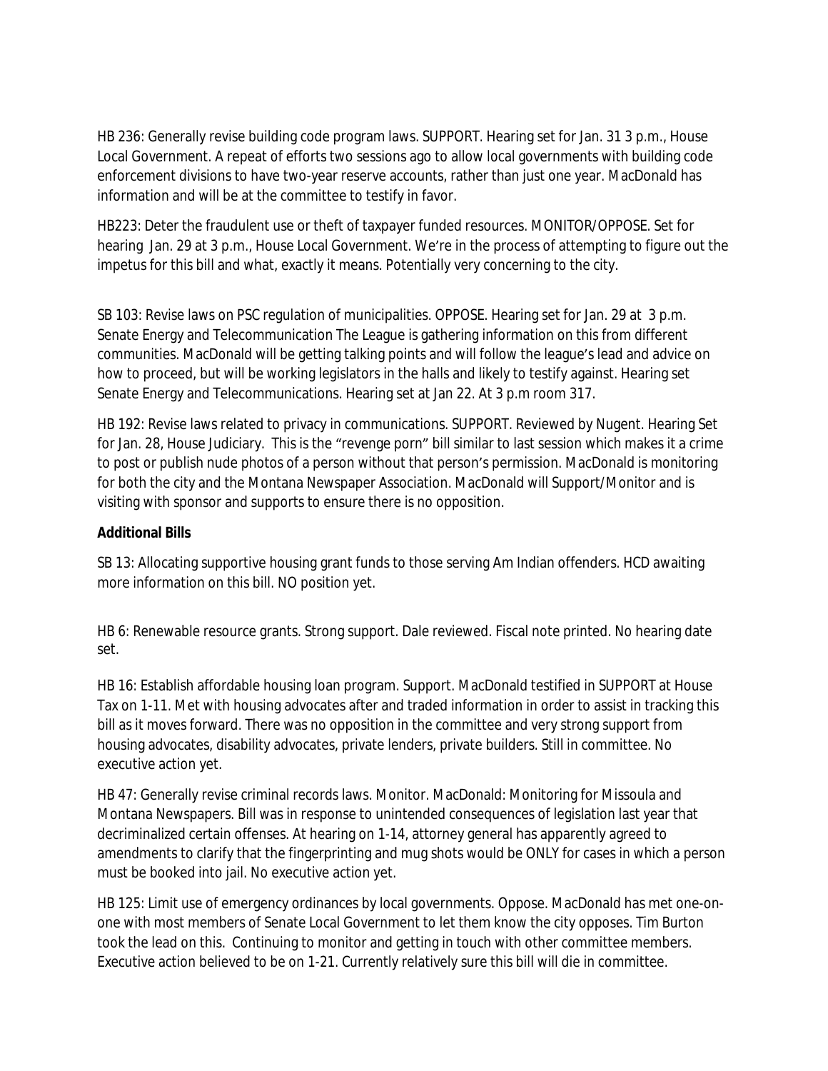HB 236: Generally revise building code program laws. SUPPORT. Hearing set for Jan. 31 3 p.m., House Local Government. A repeat of efforts two sessions ago to allow local governments with building code enforcement divisions to have two-year reserve accounts, rather than just one year. MacDonald has information and will be at the committee to testify in favor.

HB223: Deter the fraudulent use or theft of taxpayer funded resources. MONITOR/OPPOSE. Set for hearing Jan. 29 at 3 p.m., House Local Government. We're in the process of attempting to figure out the impetus for this bill and what, exactly it means. Potentially very concerning to the city.

SB 103: Revise laws on PSC regulation of municipalities. OPPOSE. Hearing set for Jan. 29 at 3 p.m. Senate Energy and Telecommunication The League is gathering information on this from different communities. MacDonald will be getting talking points and will follow the league's lead and advice on how to proceed, but will be working legislators in the halls and likely to testify against. Hearing set Senate Energy and Telecommunications. Hearing set at Jan 22. At 3 p.m room 317.

HB 192: Revise laws related to privacy in communications. SUPPORT. Reviewed by Nugent. Hearing Set for Jan. 28, House Judiciary. This is the "revenge porn" bill similar to last session which makes it a crime to post or publish nude photos of a person without that person's permission. MacDonald is monitoring for both the city and the Montana Newspaper Association. MacDonald will Support/Monitor and is visiting with sponsor and supports to ensure there is no opposition.

**Additional Bills**

SB 13: Allocating supportive housing grant funds to those serving Am Indian offenders. HCD awaiting more information on this bill. NO position yet.

HB 6: Renewable resource grants. Strong support. Dale reviewed. Fiscal note printed. No hearing date set.

HB 16: Establish affordable housing loan program. Support. MacDonald testified in SUPPORT at House Tax on 1-11. Met with housing advocates after and traded information in order to assist in tracking this bill as it moves forward. There was no opposition in the committee and very strong support from housing advocates, disability advocates, private lenders, private builders. Still in committee. No executive action yet.

HB 47: Generally revise criminal records laws. Monitor. MacDonald: Monitoring for Missoula and Montana Newspapers. Bill was in response to unintended consequences of legislation last year that decriminalized certain offenses. At hearing on 1-14, attorney general has apparently agreed to amendments to clarify that the fingerprinting and mug shots would be ONLY for cases in which a person must be booked into jail. No executive action yet.

HB 125: Limit use of emergency ordinances by local governments. Oppose. MacDonald has met one-on-one with most members of Senate Local Government to let them know the city opposes. Tim Burton took the lead on this. Continuing to monitor and getting in touch with other committee members. Executive action believed to be on 1-21. Currently relatively sure this bill will die in committee.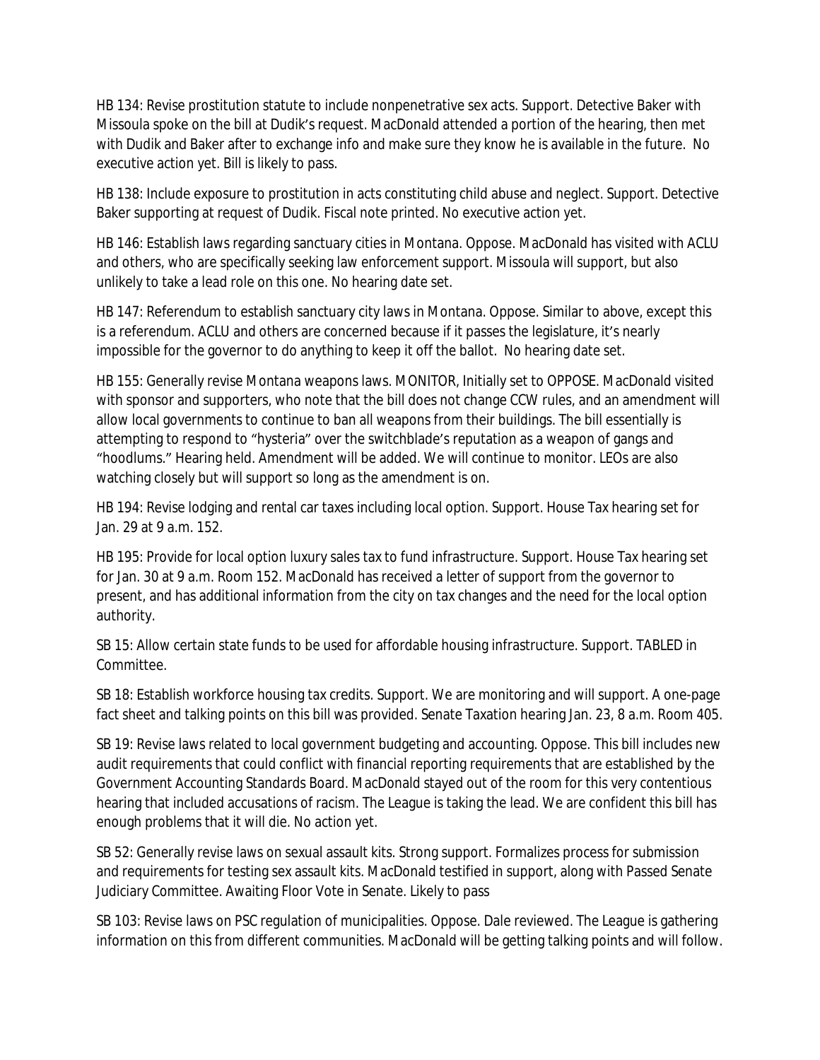HB 134: Revise prostitution statute to include nonpenetrative sex acts. Support. Detective Baker with Missoula spoke on the bill at Dudik's request. MacDonald attended a portion of the hearing, then met with Dudik and Baker after to exchange info and make sure they know he is available in the future. No executive action yet. Bill is likely to pass.

HB 138: Include exposure to prostitution in acts constituting child abuse and neglect. Support. Detective Baker supporting at request of Dudik. Fiscal note printed. No executive action yet.

HB 146: Establish laws regarding sanctuary cities in Montana. Oppose. MacDonald has visited with ACLU and others, who are specifically seeking law enforcement support. Missoula will support, but also unlikely to take a lead role on this one. No hearing date set.

HB 147: Referendum to establish sanctuary city laws in Montana. Oppose. Similar to above, except this is a referendum. ACLU and others are concerned because if it passes the legislature, it's nearly impossible for the governor to do anything to keep it off the ballot. No hearing date set.

HB 155: Generally revise Montana weapons laws. MONITOR, Initially set to OPPOSE. MacDonald visited with sponsor and supporters, who note that the bill does not change CCW rules, and an amendment will allow local governments to continue to ban all weapons from their buildings. The bill essentially is attempting to respond to "hysteria" over the switchblade's reputation as a weapon of gangs and "hoodlums." Hearing held. Amendment will be added. We will continue to monitor. LEOs are also watching closely but will support so long as the amendment is on.

HB 194: Revise lodging and rental car taxes including local option. Support. House Tax hearing set for Jan. 29 at 9 a.m. 152.

HB 195: Provide for local option luxury sales tax to fund infrastructure. Support. House Tax hearing set for Jan. 30 at 9 a.m. Room 152. MacDonald has received a letter of support from the governor to present, and has additional information from the city on tax changes and the need for the local option authority.

SB 15: Allow certain state funds to be used for affordable housing infrastructure. Support. TABLED in Committee.

SB 18: Establish workforce housing tax credits. Support. We are monitoring and will support. A one-page fact sheet and talking points on this bill was provided. Senate Taxation hearing Jan. 23, 8 a.m. Room 405.

SB 19: Revise laws related to local government budgeting and accounting. Oppose. This bill includes new audit requirements that could conflict with financial reporting requirements that are established by the Government Accounting Standards Board. MacDonald stayed out of the room for this very contentious hearing that included accusations of racism. The League is taking the lead. We are confident this bill has enough problems that it will die. No action yet.

SB 52: Generally revise laws on sexual assault kits. Strong support. Formalizes process for submission and requirements for testing sex assault kits. MacDonald testified in support, along with Passed Senate Judiciary Committee. Awaiting Floor Vote in Senate. Likely to pass

SB 103: Revise laws on PSC regulation of municipalities. Oppose. Dale reviewed. The League is gathering information on this from different communities. MacDonald will be getting talking points and will follow.